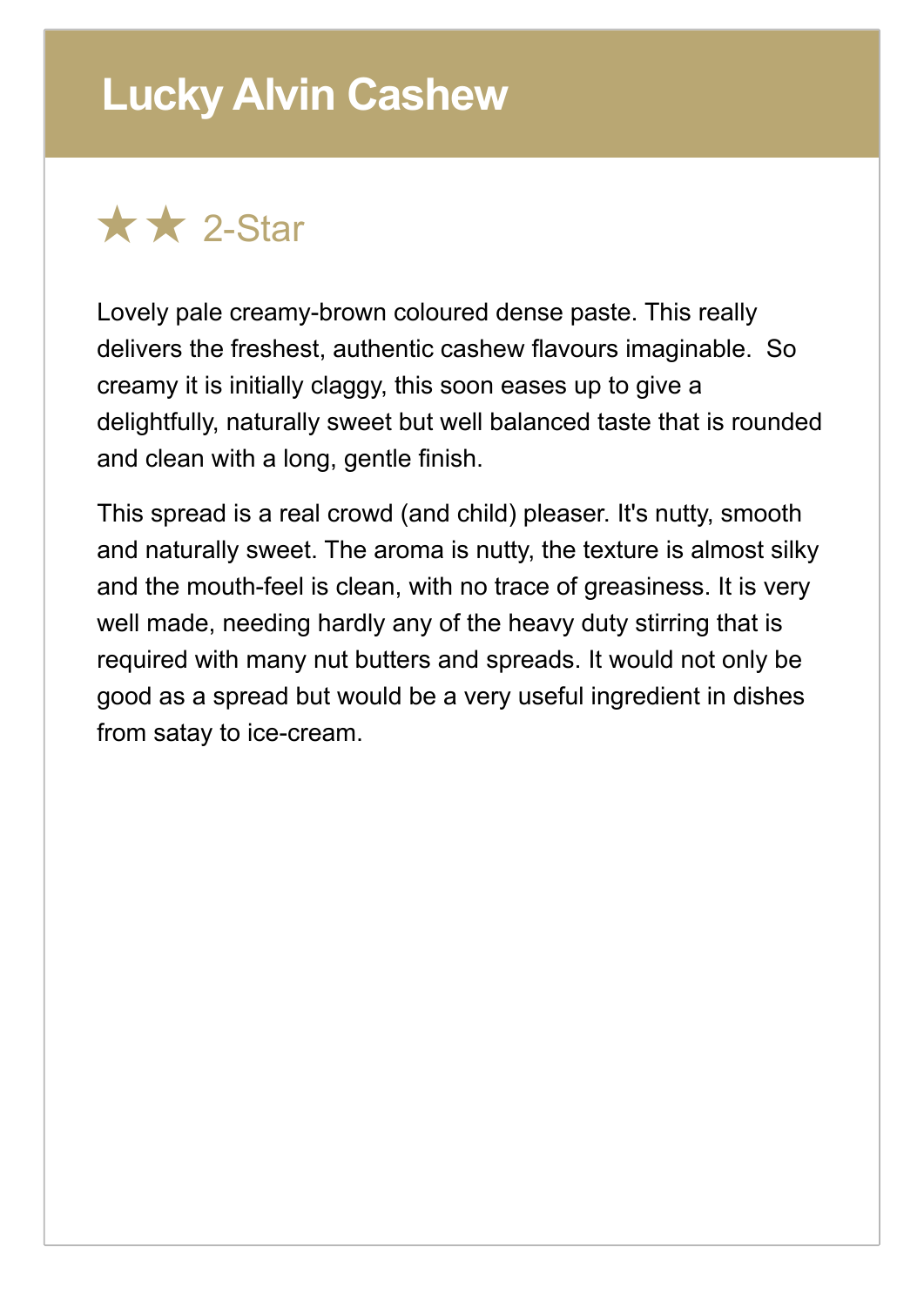# Lucky Alvin Cashew

★★ 2-Star

Lovely pale creamy-brown coloured dense paste. This really delivers the freshest, authentic cashew flavours imaginable.  So creamy it is initially claggy, this soon eases up to give a delightfully, naturally sweet but well balanced taste that is rounded and clean with a long, gentle finish.

This spread is a real crowd (and child) pleaser. It's nutty, smooth and naturally sweet. The aroma is nutty, the texture is almost silky and the mouth-feel is clean, with no trace of greasiness. It is very well made, needing hardly any of the heavy duty stirring that is required with many nut butters and spreads. It would not only be good as a spread but would be a very useful ingredient in dishes from satay to ice-cream.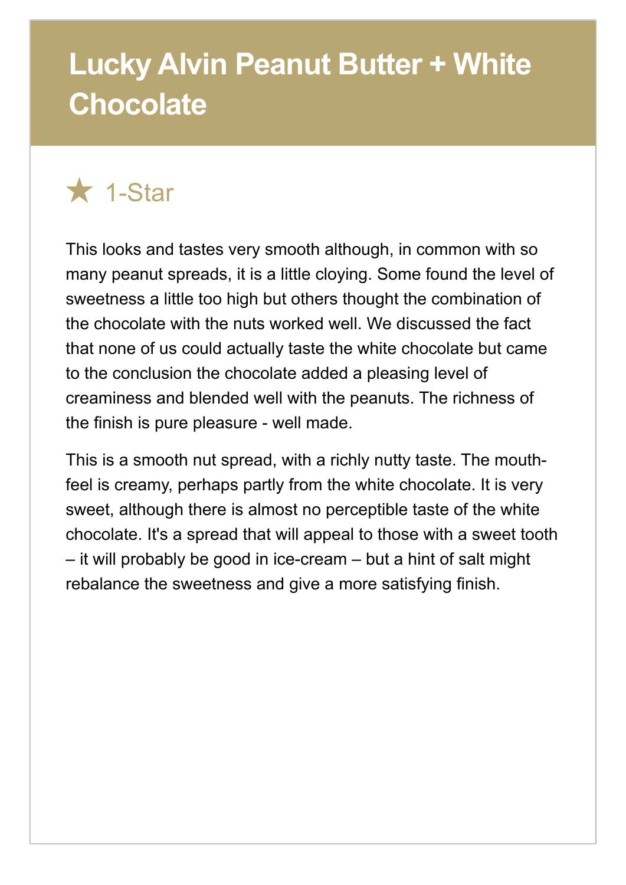# Lucky Alvin Peanut Butter + White Chocolate

## ★ 1-Star

This looks and tastes very smooth although, in common with so many peanut spreads, it is a little cloying. Some found the level of sweetness a little too high but others thought the combination of the chocolate with the nuts worked well. We discussed the fact that none of us could actually taste the white chocolate but came to the conclusion the chocolate added a pleasing level of creaminess and blended well with the peanuts. The richness of the finish is pure pleasure - well made.

This is a smooth nut spread, with a richly nutty taste. The mouth-feel is creamy, perhaps partly from the white chocolate. It is very sweet, although there is almost no perceptible taste of the white chocolate. It's a spread that will appeal to those with a sweet tooth – it will probably be good in ice-cream – but a hint of salt might rebalance the sweetness and give a more satisfying finish.